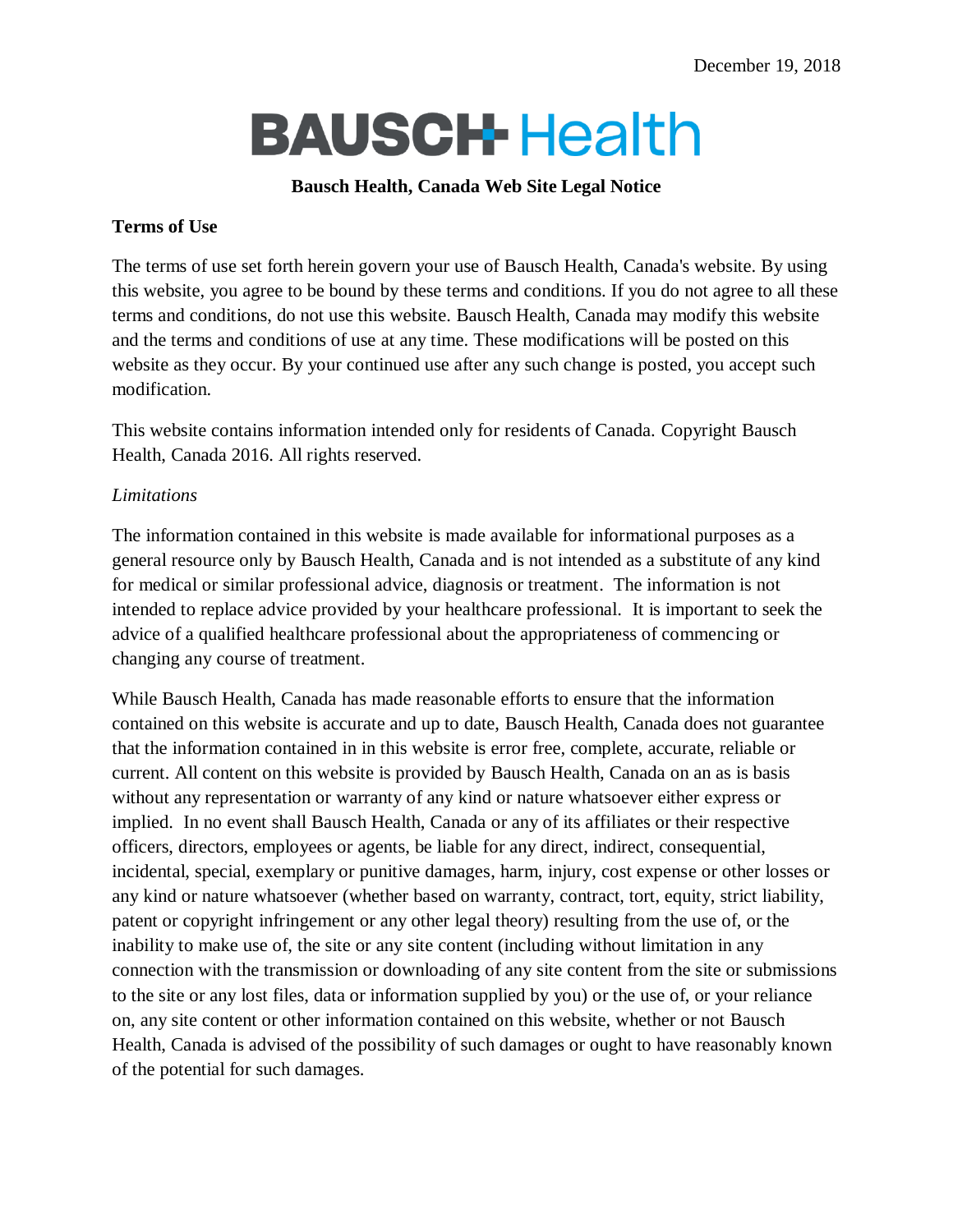December 19, 2018

# BAUSCH Health

**Bausch Health, Canada Web Site Legal Notice**

## Terms of Use

The terms of use set forth herein govern your use of Bausch Health, Canada's website. By using this website, you agree to be bound by these terms and conditions. If you do not agree to all these terms and conditions, do not use this website. Bausch Health, Canada may modify this website and the terms and conditions of use at any time. These modifications will be posted on this website as they occur. By your continued use after any such change is posted, you accept such modification.

This website contains information intended only for residents of Canada. Copyright Bausch Health, Canada 2016. All rights reserved.

*Limitations*

The information contained in this website is made available for informational purposes as a general resource only by Bausch Health, Canada and is not intended as a substitute of any kind for medical or similar professional advice, diagnosis or treatment. The information is not intended to replace advice provided by your healthcare professional. It is important to seek the advice of a qualified healthcare professional about the appropriateness of commencing or changing any course of treatment.

While Bausch Health, Canada has made reasonable efforts to ensure that the information contained on this website is accurate and up to date, Bausch Health, Canada does not guarantee that the information contained in in this website is error free, complete, accurate, reliable or current. All content on this website is provided by Bausch Health, Canada on an as is basis without any representation or warranty of any kind or nature whatsoever either express or implied. In no event shall Bausch Health, Canada or any of its affiliates or their respective officers, directors, employees or agents, be liable for any direct, indirect, consequential, incidental, special, exemplary or punitive damages, harm, injury, cost expense or other losses or any kind or nature whatsoever (whether based on warranty, contract, tort, equity, strict liability, patent or copyright infringement or any other legal theory) resulting from the use of, or the inability to make use of, the site or any site content (including without limitation in any connection with the transmission or downloading of any site content from the site or submissions to the site or any lost files, data or information supplied by you) or the use of, or your reliance on, any site content or other information contained on this website, whether or not Bausch Health, Canada is advised of the possibility of such damages or ought to have reasonably known of the potential for such damages.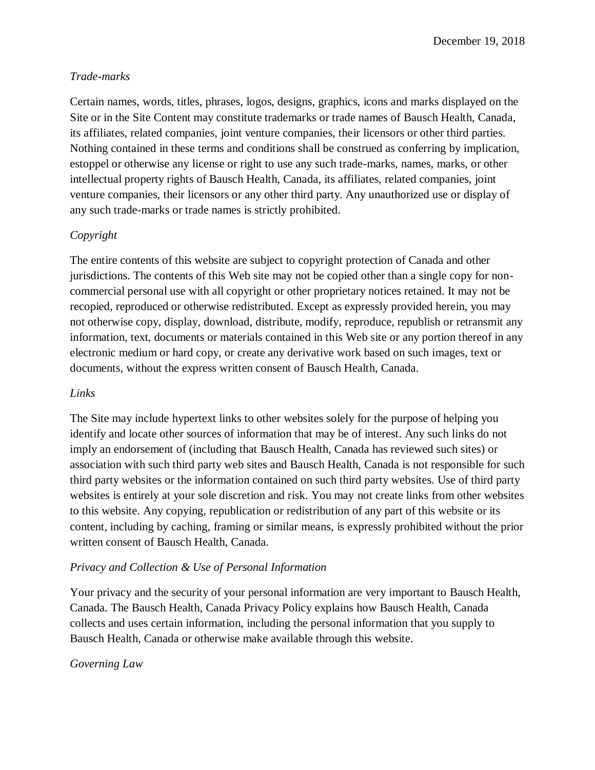December 19, 2018

*Trade-marks*

Certain names, words, titles, phrases, logos, designs, graphics, icons and marks displayed on the Site or in the Site Content may constitute trademarks or trade names of Bausch Health, Canada, its affiliates, related companies, joint venture companies, their licensors or other third parties. Nothing contained in these terms and conditions shall be construed as conferring by implication, estoppel or otherwise any license or right to use any such trade-marks, names, marks, or other intellectual property rights of Bausch Health, Canada, its affiliates, related companies, joint venture companies, their licensors or any other third party. Any unauthorized use or display of any such trade-marks or trade names is strictly prohibited.

*Copyright*

The entire contents of this website are subject to copyright protection of Canada and other jurisdictions. The contents of this Web site may not be copied other than a single copy for non-commercial personal use with all copyright or other proprietary notices retained. It may not be recopied, reproduced or otherwise redistributed. Except as expressly provided herein, you may not otherwise copy, display, download, distribute, modify, reproduce, republish or retransmit any information, text, documents or materials contained in this Web site or any portion thereof in any electronic medium or hard copy, or create any derivative work based on such images, text or documents, without the express written consent of Bausch Health, Canada.

*Links*

The Site may include hypertext links to other websites solely for the purpose of helping you identify and locate other sources of information that may be of interest. Any such links do not imply an endorsement of (including that Bausch Health, Canada has reviewed such sites) or association with such third party web sites and Bausch Health, Canada is not responsible for such third party websites or the information contained on such third party websites. Use of third party websites is entirely at your sole discretion and risk. You may not create links from other websites to this website. Any copying, republication or redistribution of any part of this website or its content, including by caching, framing or similar means, is expressly prohibited without the prior written consent of Bausch Health, Canada.

*Privacy and Collection & Use of Personal Information*

Your privacy and the security of your personal information are very important to Bausch Health, Canada. The Bausch Health, Canada Privacy Policy explains how Bausch Health, Canada collects and uses certain information, including the personal information that you supply to Bausch Health, Canada or otherwise make available through this website.

*Governing Law*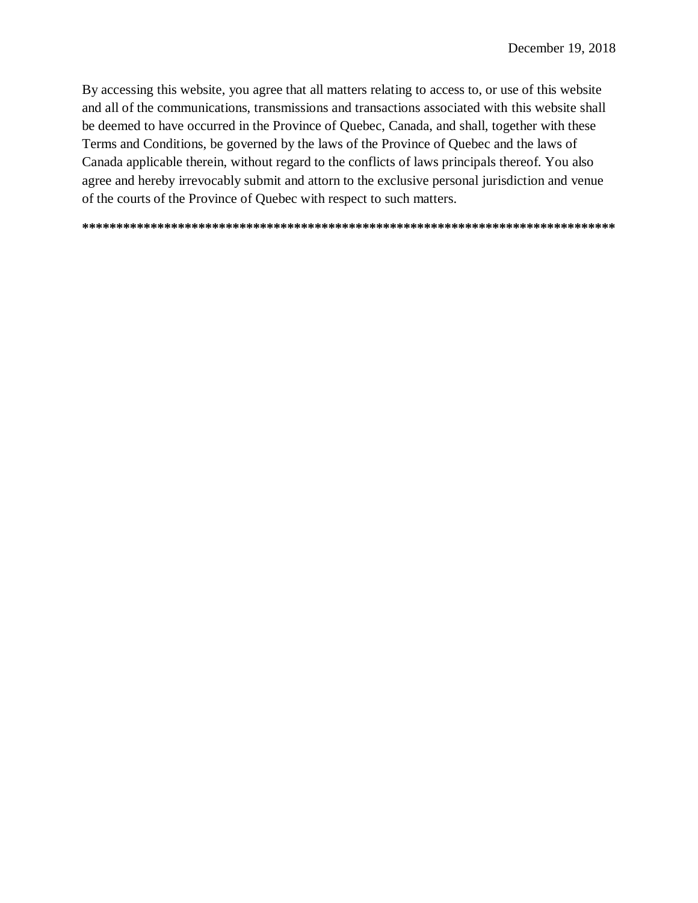December 19, 2018

By accessing this website, you agree that all matters relating to access to, or use of this website and all of the communications, transmissions and transactions associated with this website shall be deemed to have occurred in the Province of Quebec, Canada, and shall, together with these Terms and Conditions, be governed by the laws of the Province of Quebec and the laws of Canada applicable therein, without regard to the conflicts of laws principals thereof. You also agree and hereby irrevocably submit and attorn to the exclusive personal jurisdiction and venue of the courts of the Province of Quebec with respect to such matters.

**********************************************************************************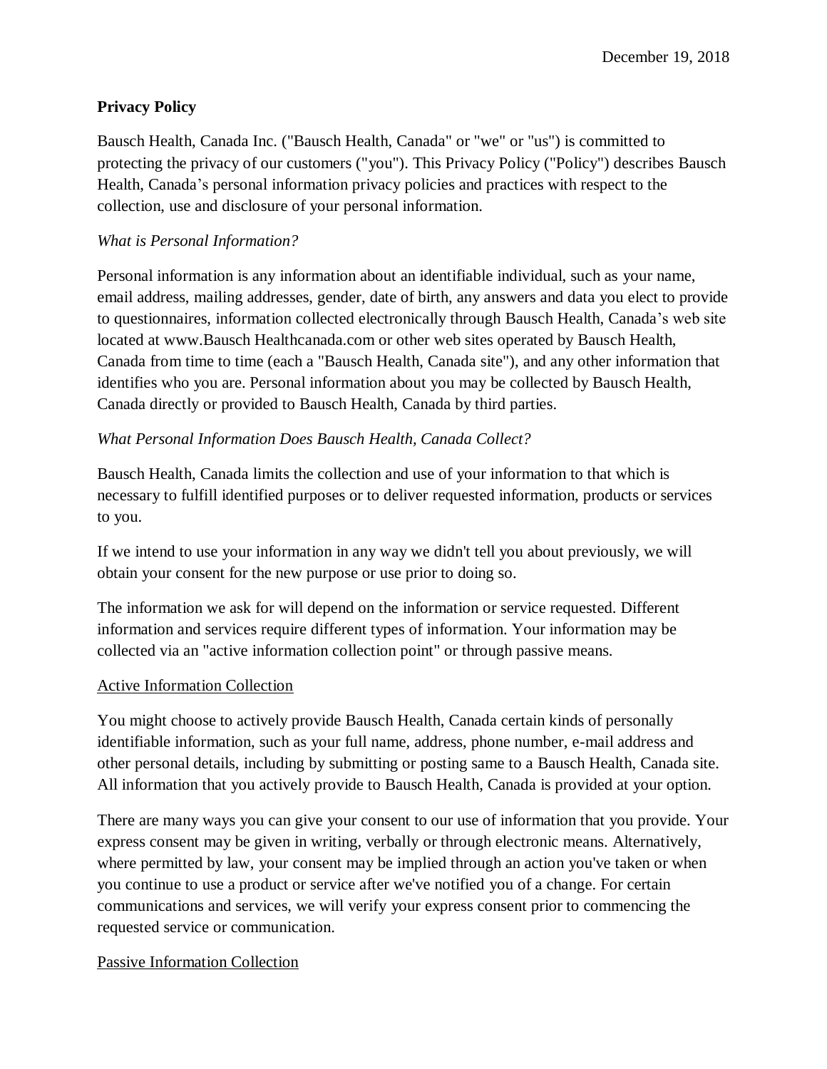December 19, 2018

**Privacy Policy**

Bausch Health, Canada Inc. ("Bausch Health, Canada" or "we" or "us") is committed to protecting the privacy of our customers ("you"). This Privacy Policy ("Policy") describes Bausch Health, Canada's personal information privacy policies and practices with respect to the collection, use and disclosure of your personal information.

*What is Personal Information?*

Personal information is any information about an identifiable individual, such as your name, email address, mailing addresses, gender, date of birth, any answers and data you elect to provide to questionnaires, information collected electronically through Bausch Health, Canada's web site located at www.Bausch Healthcanada.com or other web sites operated by Bausch Health, Canada from time to time (each a "Bausch Health, Canada site"), and any other information that identifies who you are. Personal information about you may be collected by Bausch Health, Canada directly or provided to Bausch Health, Canada by third parties.

*What Personal Information Does Bausch Health, Canada Collect?*

Bausch Health, Canada limits the collection and use of your information to that which is necessary to fulfill identified purposes or to deliver requested information, products or services to you.

If we intend to use your information in any way we didn't tell you about previously, we will obtain your consent for the new purpose or use prior to doing so.

The information we ask for will depend on the information or service requested. Different information and services require different types of information. Your information may be collected via an "active information collection point" or through passive means.

<u>Active Information Collection</u>

You might choose to actively provide Bausch Health, Canada certain kinds of personally identifiable information, such as your full name, address, phone number, e-mail address and other personal details, including by submitting or posting same to a Bausch Health, Canada site. All information that you actively provide to Bausch Health, Canada is provided at your option.

There are many ways you can give your consent to our use of information that you provide. Your express consent may be given in writing, verbally or through electronic means. Alternatively, where permitted by law, your consent may be implied through an action you've taken or when you continue to use a product or service after we've notified you of a change. For certain communications and services, we will verify your express consent prior to commencing the requested service or communication.

<u>Passive Information Collection</u>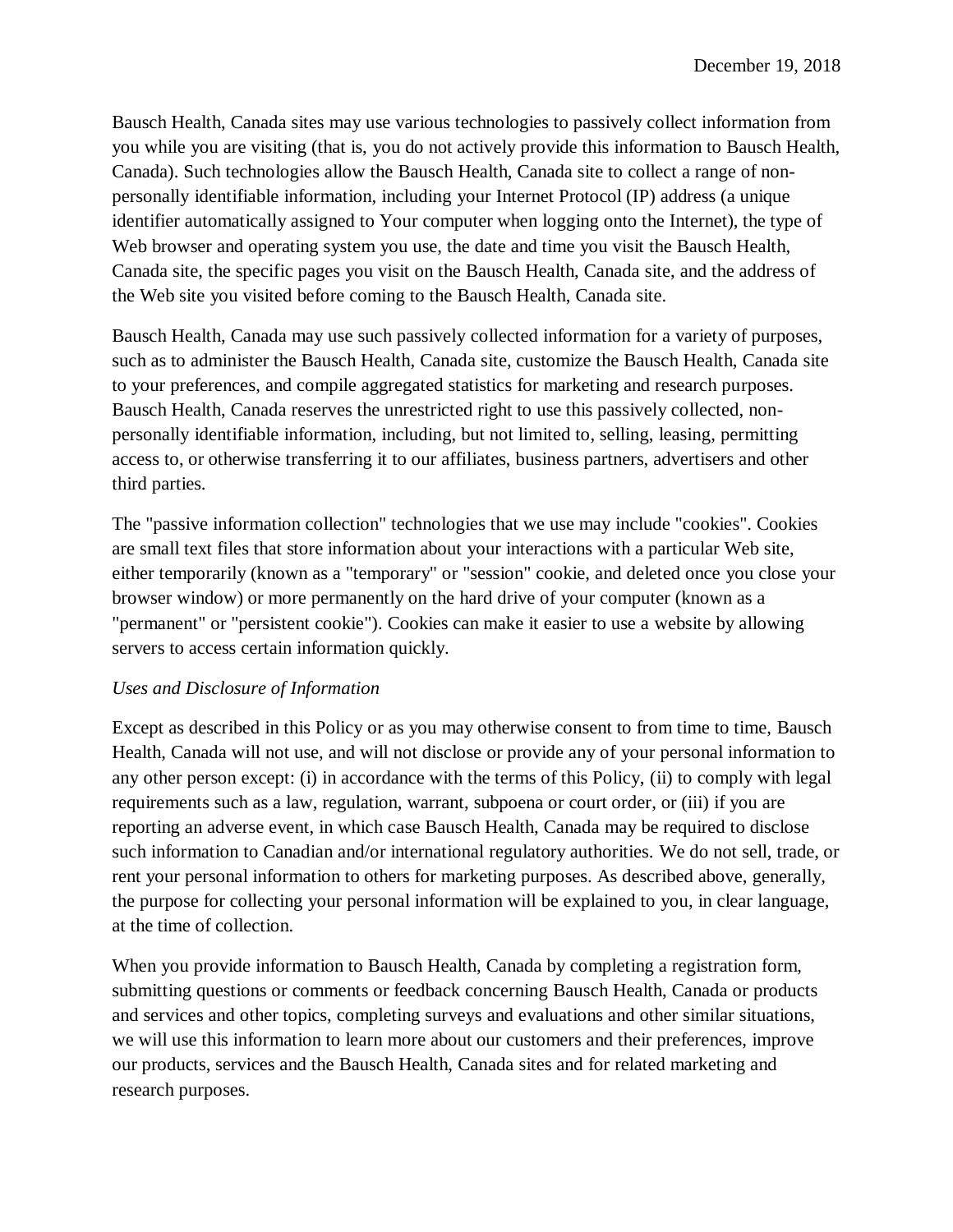Bausch Health, Canada sites may use various technologies to passively collect information from you while you are visiting (that is, you do not actively provide this information to Bausch Health, Canada). Such technologies allow the Bausch Health, Canada site to collect a range of non-personally identifiable information, including your Internet Protocol (IP) address (a unique identifier automatically assigned to Your computer when logging onto the Internet), the type of Web browser and operating system you use, the date and time you visit the Bausch Health, Canada site, the specific pages you visit on the Bausch Health, Canada site, and the address of the Web site you visited before coming to the Bausch Health, Canada site.

Bausch Health, Canada may use such passively collected information for a variety of purposes, such as to administer the Bausch Health, Canada site, customize the Bausch Health, Canada site to your preferences, and compile aggregated statistics for marketing and research purposes. Bausch Health, Canada reserves the unrestricted right to use this passively collected, non-personally identifiable information, including, but not limited to, selling, leasing, permitting access to, or otherwise transferring it to our affiliates, business partners, advertisers and other third parties.

The "passive information collection" technologies that we use may include "cookies". Cookies are small text files that store information about your interactions with a particular Web site, either temporarily (known as a "temporary" or "session" cookie, and deleted once you close your browser window) or more permanently on the hard drive of your computer (known as a "permanent" or "persistent cookie"). Cookies can make it easier to use a website by allowing servers to access certain information quickly.

*Uses and Disclosure of Information*

Except as described in this Policy or as you may otherwise consent to from time to time, Bausch Health, Canada will not use, and will not disclose or provide any of your personal information to any other person except: (i) in accordance with the terms of this Policy, (ii) to comply with legal requirements such as a law, regulation, warrant, subpoena or court order, or (iii) if you are reporting an adverse event, in which case Bausch Health, Canada may be required to disclose such information to Canadian and/or international regulatory authorities. We do not sell, trade, or rent your personal information to others for marketing purposes. As described above, generally, the purpose for collecting your personal information will be explained to you, in clear language, at the time of collection.

When you provide information to Bausch Health, Canada by completing a registration form, submitting questions or comments or feedback concerning Bausch Health, Canada or products and services and other topics, completing surveys and evaluations and other similar situations, we will use this information to learn more about our customers and their preferences, improve our products, services and the Bausch Health, Canada sites and for related marketing and research purposes.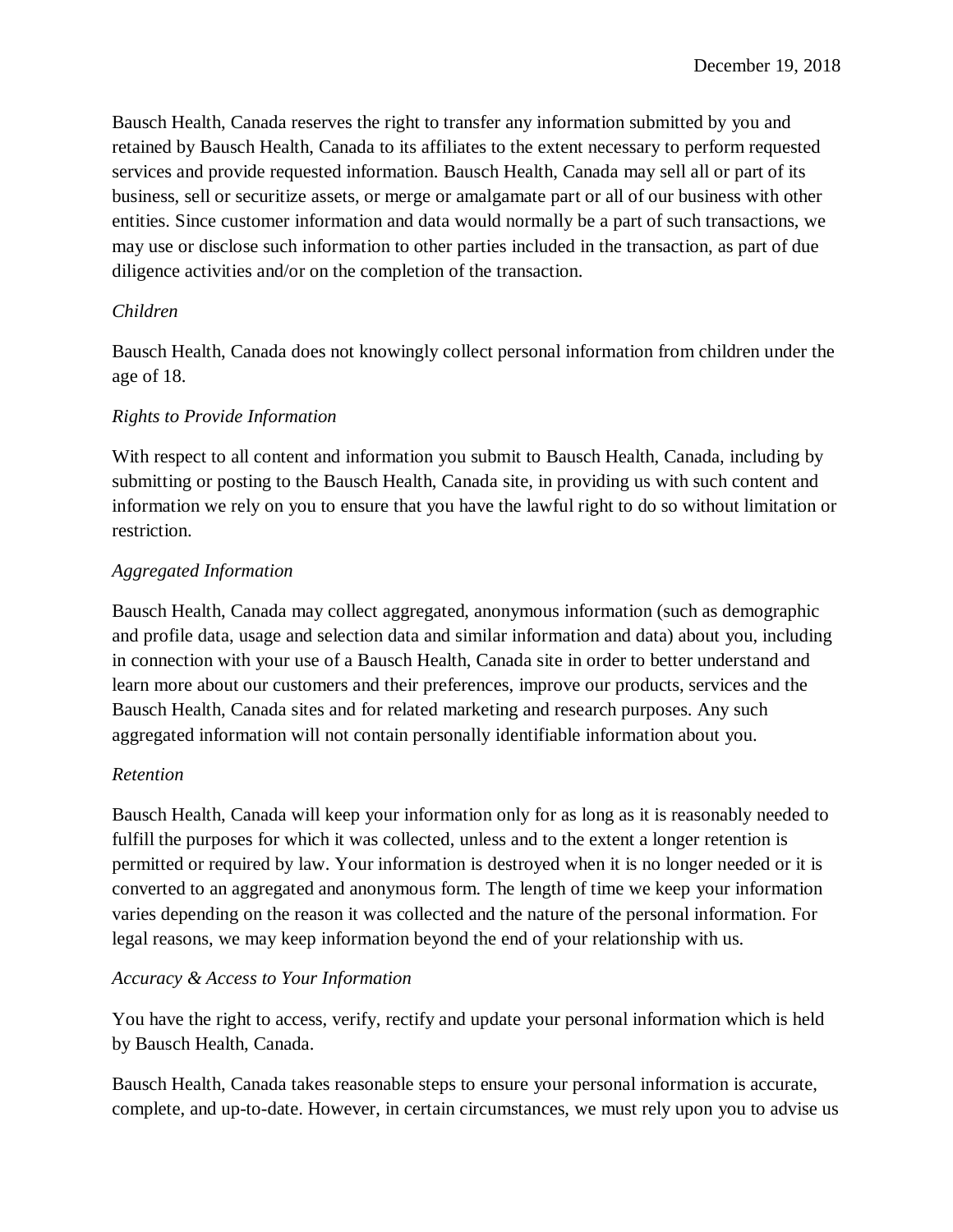Bausch Health, Canada reserves the right to transfer any information submitted by you and retained by Bausch Health, Canada to its affiliates to the extent necessary to perform requested services and provide requested information. Bausch Health, Canada may sell all or part of its business, sell or securitize assets, or merge or amalgamate part or all of our business with other entities. Since customer information and data would normally be a part of such transactions, we may use or disclose such information to other parties included in the transaction, as part of due diligence activities and/or on the completion of the transaction.

*Children*

Bausch Health, Canada does not knowingly collect personal information from children under the age of 18.

*Rights to Provide Information*

With respect to all content and information you submit to Bausch Health, Canada, including by submitting or posting to the Bausch Health, Canada site, in providing us with such content and information we rely on you to ensure that you have the lawful right to do so without limitation or restriction.

*Aggregated Information*

Bausch Health, Canada may collect aggregated, anonymous information (such as demographic and profile data, usage and selection data and similar information and data) about you, including in connection with your use of a Bausch Health, Canada site in order to better understand and learn more about our customers and their preferences, improve our products, services and the Bausch Health, Canada sites and for related marketing and research purposes. Any such aggregated information will not contain personally identifiable information about you.

*Retention*

Bausch Health, Canada will keep your information only for as long as it is reasonably needed to fulfill the purposes for which it was collected, unless and to the extent a longer retention is permitted or required by law. Your information is destroyed when it is no longer needed or it is converted to an aggregated and anonymous form. The length of time we keep your information varies depending on the reason it was collected and the nature of the personal information. For legal reasons, we may keep information beyond the end of your relationship with us.

*Accuracy & Access to Your Information*

You have the right to access, verify, rectify and update your personal information which is held by Bausch Health, Canada.

Bausch Health, Canada takes reasonable steps to ensure your personal information is accurate, complete, and up-to-date. However, in certain circumstances, we must rely upon you to advise us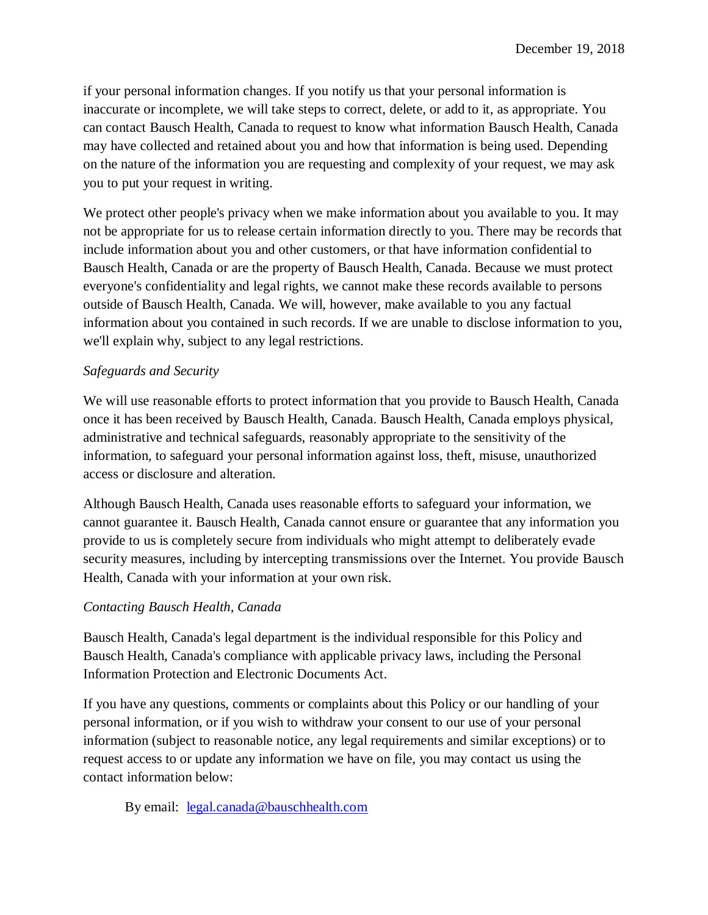if your personal information changes. If you notify us that your personal information is inaccurate or incomplete, we will take steps to correct, delete, or add to it, as appropriate. You can contact Bausch Health, Canada to request to know what information Bausch Health, Canada may have collected and retained about you and how that information is being used. Depending on the nature of the information you are requesting and complexity of your request, we may ask you to put your request in writing.

We protect other people's privacy when we make information about you available to you. It may not be appropriate for us to release certain information directly to you. There may be records that include information about you and other customers, or that have information confidential to Bausch Health, Canada or are the property of Bausch Health, Canada. Because we must protect everyone's confidentiality and legal rights, we cannot make these records available to persons outside of Bausch Health, Canada. We will, however, make available to you any factual information about you contained in such records. If we are unable to disclose information to you, we'll explain why, subject to any legal restrictions.

*Safeguards and Security*

We will use reasonable efforts to protect information that you provide to Bausch Health, Canada once it has been received by Bausch Health, Canada. Bausch Health, Canada employs physical, administrative and technical safeguards, reasonably appropriate to the sensitivity of the information, to safeguard your personal information against loss, theft, misuse, unauthorized access or disclosure and alteration.

Although Bausch Health, Canada uses reasonable efforts to safeguard your information, we cannot guarantee it. Bausch Health, Canada cannot ensure or guarantee that any information you provide to us is completely secure from individuals who might attempt to deliberately evade security measures, including by intercepting transmissions over the Internet. You provide Bausch Health, Canada with your information at your own risk.

*Contacting Bausch Health, Canada*

Bausch Health, Canada's legal department is the individual responsible for this Policy and Bausch Health, Canada's compliance with applicable privacy laws, including the Personal Information Protection and Electronic Documents Act.

If you have any questions, comments or complaints about this Policy or our handling of your personal information, or if you wish to withdraw your consent to our use of your personal information (subject to reasonable notice, any legal requirements and similar exceptions) or to request access to or update any information we have on file, you may contact us using the contact information below:

By email: legal.canada@bauschhealth.com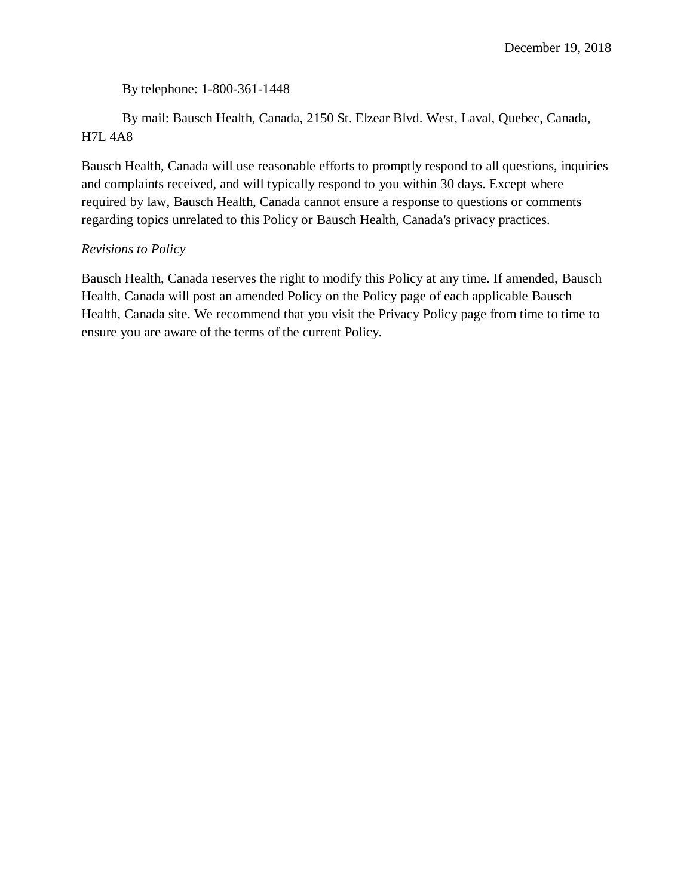By telephone: 1-800-361-1448

By mail: Bausch Health, Canada, 2150 St. Elzear Blvd. West, Laval, Quebec, Canada, H7L 4A8

Bausch Health, Canada will use reasonable efforts to promptly respond to all questions, inquiries and complaints received, and will typically respond to you within 30 days. Except where required by law, Bausch Health, Canada cannot ensure a response to questions or comments regarding topics unrelated to this Policy or Bausch Health, Canada's privacy practices.

*Revisions to Policy*

Bausch Health, Canada reserves the right to modify this Policy at any time. If amended, Bausch Health, Canada will post an amended Policy on the Policy page of each applicable Bausch Health, Canada site. We recommend that you visit the Privacy Policy page from time to time to ensure you are aware of the terms of the current Policy.